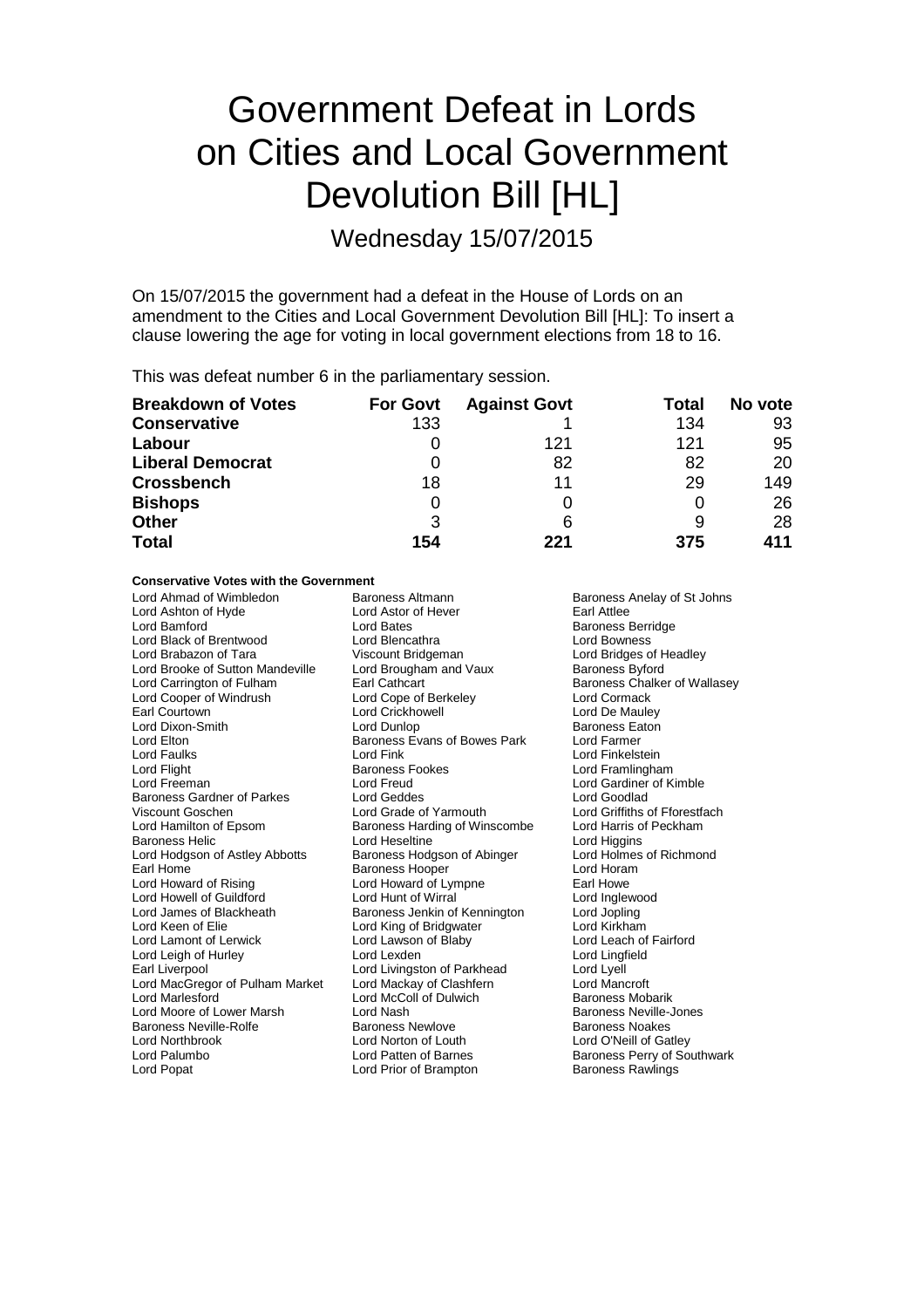# Government Defeat in Lords on Cities and Local Government Devolution Bill [HL]

## Wednesday 15/07/2015

On 15/07/2015 the government had a defeat in the House of Lords on an amendment to the Cities and Local Government Devolution Bill [HL]: To insert a clause lowering the age for voting in local government elections from 18 to 16.

This was defeat number 6 in the parliamentary session.

| Breakdown of Votes | For Govt | Against Govt | Total | No vote |
|---|---|---|---|---|
| **Conservative** | 133 | 1 | 134 | 93 |
| **Labour** | 0 | 121 | 121 | 95 |
| **Liberal Democrat** | 0 | 82 | 82 | 20 |
| **Crossbench** | 18 | 11 | 29 | 149 |
| **Bishops** | 0 | 0 | 0 | 26 |
| **Other** | 3 | 6 | 9 | 28 |
| **Total** | **154** | **221** | **375** | **411** |

**Conservative Votes with the Government**

Lord Ahmad of Wimbledon
Baroness Altmann
Baroness Anelay of St Johns
Lord Ashton of Hyde
Lord Astor of Hever
Earl Attlee
Lord Bamford
Lord Bates
Baroness Berridge
Lord Black of Brentwood
Lord Blencathra
Lord Bowness
Lord Brabazon of Tara
Viscount Bridgeman
Lord Bridges of Headley
Lord Brooke of Sutton Mandeville
Lord Brougham and Vaux
Baroness Byford
Lord Carrington of Fulham
Earl Cathcart
Baroness Chalker of Wallasey
Lord Cooper of Windrush
Lord Cope of Berkeley
Lord Cormack
Earl Courtown
Lord Crickhowell
Lord De Mauley
Lord Dixon-Smith
Lord Dunlop
Baroness Eaton
Lord Elton
Baroness Evans of Bowes Park
Lord Farmer
Lord Faulks
Lord Fink
Lord Finkelstein
Lord Flight
Baroness Fookes
Lord Framlingham
Lord Freeman
Lord Freud
Lord Gardiner of Kimble
Baroness Gardner of Parkes
Lord Geddes
Lord Goodlad
Viscount Goschen
Lord Grade of Yarmouth
Lord Griffiths of Fforestfach
Lord Hamilton of Epsom
Baroness Harding of Winscombe
Lord Harris of Peckham
Baroness Helic
Lord Heseltine
Lord Higgins
Lord Hodgson of Astley Abbotts
Baroness Hodgson of Abinger
Lord Holmes of Richmond
Earl Home
Baroness Hooper
Lord Horam
Lord Howard of Rising
Lord Howard of Lympne
Earl Howe
Lord Howell of Guildford
Lord Hunt of Wirral
Lord Inglewood
Lord James of Blackheath
Baroness Jenkin of Kennington
Lord Jopling
Lord Keen of Elie
Lord King of Bridgwater
Lord Kirkham
Lord Lamont of Lerwick
Lord Lawson of Blaby
Lord Leach of Fairford
Lord Leigh of Hurley
Lord Lexden
Lord Lingfield
Earl Liverpool
Lord Livingston of Parkhead
Lord Lyell
Lord MacGregor of Pulham Market
Lord Mackay of Clashfern
Lord Mancroft
Lord Marlesford
Lord McColl of Dulwich
Baroness Mobarik
Lord Moore of Lower Marsh
Lord Nash
Baroness Neville-Jones
Baroness Neville-Rolfe
Baroness Newlove
Baroness Noakes
Lord Northbrook
Lord Norton of Louth
Lord O'Neill of Gatley
Lord Palumbo
Lord Patten of Barnes
Baroness Perry of Southwark
Lord Popat
Lord Prior of Brampton
Baroness Rawlings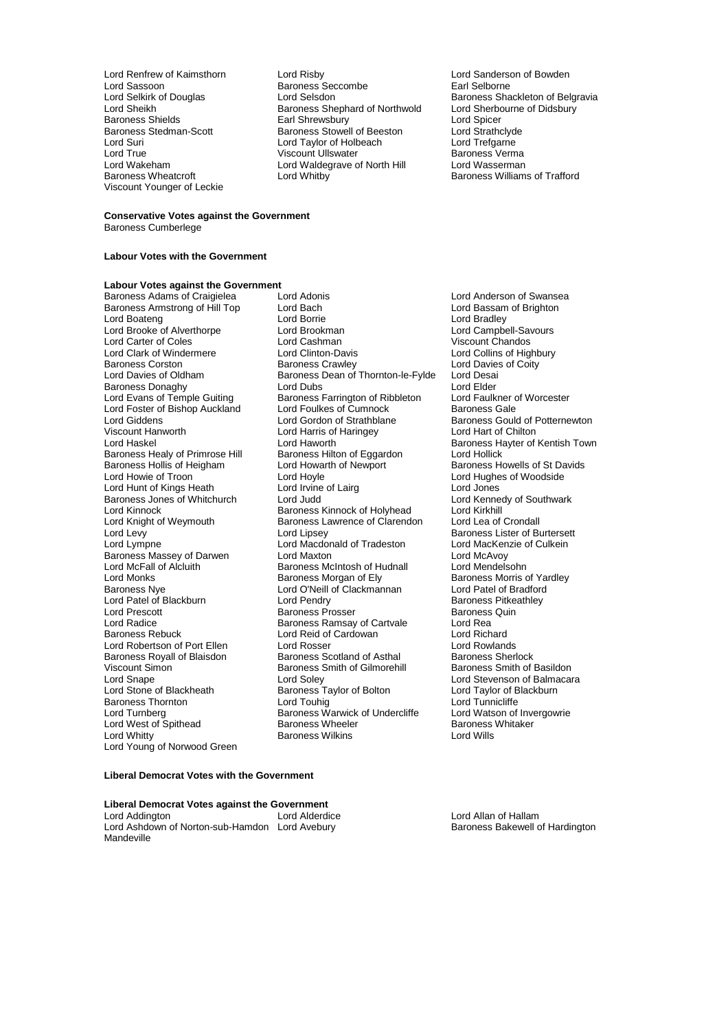Lord Renfrew of Kaimsthorn
Lord Risby
Lord Sanderson of Bowden
Lord Sassoon
Baroness Seccombe
Earl Selborne
Lord Selkirk of Douglas
Lord Selsdon
Baroness Shackleton of Belgravia
Lord Sheikh
Baroness Shephard of Northwold
Lord Sherbourne of Didsbury
Baroness Shields
Earl Shrewsbury
Lord Spicer
Baroness Stedman-Scott
Baroness Stowell of Beeston
Lord Strathclyde
Lord Suri
Lord Taylor of Holbeach
Lord Trefgarne
Lord True
Viscount Ullswater
Baroness Verma
Lord Wakeham
Lord Waldegrave of North Hill
Lord Wasserman
Baroness Wheatcroft
Lord Whitby
Baroness Williams of Trafford
Viscount Younger of Leckie

**Conservative Votes against the Government**

Baroness Cumberlege

**Labour Votes with the Government**

**Labour Votes against the Government**

Baroness Adams of Craigielea
Lord Adonis
Lord Anderson of Swansea
Baroness Armstrong of Hill Top
Lord Bach
Lord Bassam of Brighton
Lord Boateng
Lord Borrie
Lord Bradley
Lord Brooke of Alverthorpe
Lord Brookman
Lord Campbell-Savours
Lord Carter of Coles
Lord Cashman
Viscount Chandos
Lord Clark of Windermere
Lord Clinton-Davis
Lord Collins of Highbury
Baroness Corston
Baroness Crawley
Lord Davies of Coity
Lord Davies of Oldham
Baroness Dean of Thornton-le-Fylde
Lord Desai
Baroness Donaghy
Lord Dubs
Lord Elder
Lord Evans of Temple Guiting
Baroness Farrington of Ribbleton
Lord Faulkner of Worcester
Lord Foster of Bishop Auckland
Lord Foulkes of Cumnock
Baroness Gale
Lord Giddens
Lord Gordon of Strathblane
Baroness Gould of Potternewton
Viscount Hanworth
Lord Harris of Haringey
Lord Hart of Chilton
Lord Haskel
Lord Haworth
Baroness Hayter of Kentish Town
Baroness Healy of Primrose Hill
Baroness Hilton of Eggardon
Lord Hollick
Baroness Hollis of Heigham
Lord Howarth of Newport
Baroness Howells of St Davids
Lord Howie of Troon
Lord Hoyle
Lord Hughes of Woodside
Lord Hunt of Kings Heath
Lord Irvine of Lairg
Lord Jones
Baroness Jones of Whitchurch
Lord Judd
Lord Kennedy of Southwark
Lord Kinnock
Baroness Kinnock of Holyhead
Lord Kirkhill
Lord Knight of Weymouth
Baroness Lawrence of Clarendon
Lord Lea of Crondall
Lord Levy
Lord Lipsey
Baroness Lister of Burtersett
Lord Lympne
Lord Macdonald of Tradeston
Lord MacKenzie of Culkein
Baroness Massey of Darwen
Lord Maxton
Lord McAvoy
Lord McFall of Alcluith
Baroness McIntosh of Hudnall
Lord Mendelsohn
Lord Monks
Baroness Morgan of Ely
Baroness Morris of Yardley
Baroness Nye
Lord O'Neill of Clackmannan
Lord Patel of Bradford
Lord Patel of Blackburn
Lord Pendry
Baroness Pitkeathley
Lord Prescott
Baroness Prosser
Baroness Quin
Lord Radice
Baroness Ramsay of Cartvale
Lord Rea
Baroness Rebuck
Lord Reid of Cardowan
Lord Richard
Lord Robertson of Port Ellen
Lord Rosser
Lord Rowlands
Baroness Royall of Blaisdon
Baroness Scotland of Asthal
Baroness Sherlock
Viscount Simon
Baroness Smith of Gilmorehill
Baroness Smith of Basildon
Lord Snape
Lord Soley
Lord Stevenson of Balmacara
Lord Stone of Blackheath
Baroness Taylor of Bolton
Lord Taylor of Blackburn
Baroness Thornton
Lord Touhig
Lord Tunnicliffe
Lord Turnberg
Baroness Warwick of Undercliffe
Lord Watson of Invergowrie
Lord West of Spithead
Baroness Wheeler
Baroness Whitaker
Lord Whitty
Baroness Wilkins
Lord Wills
Lord Young of Norwood Green

**Liberal Democrat Votes with the Government**

**Liberal Democrat Votes against the Government**

Lord Addington
Lord Alderdice
Lord Allan of Hallam
Lord Ashdown of Norton-sub-Hamdon
Lord Avebury
Baroness Bakewell of Hardington Mandeville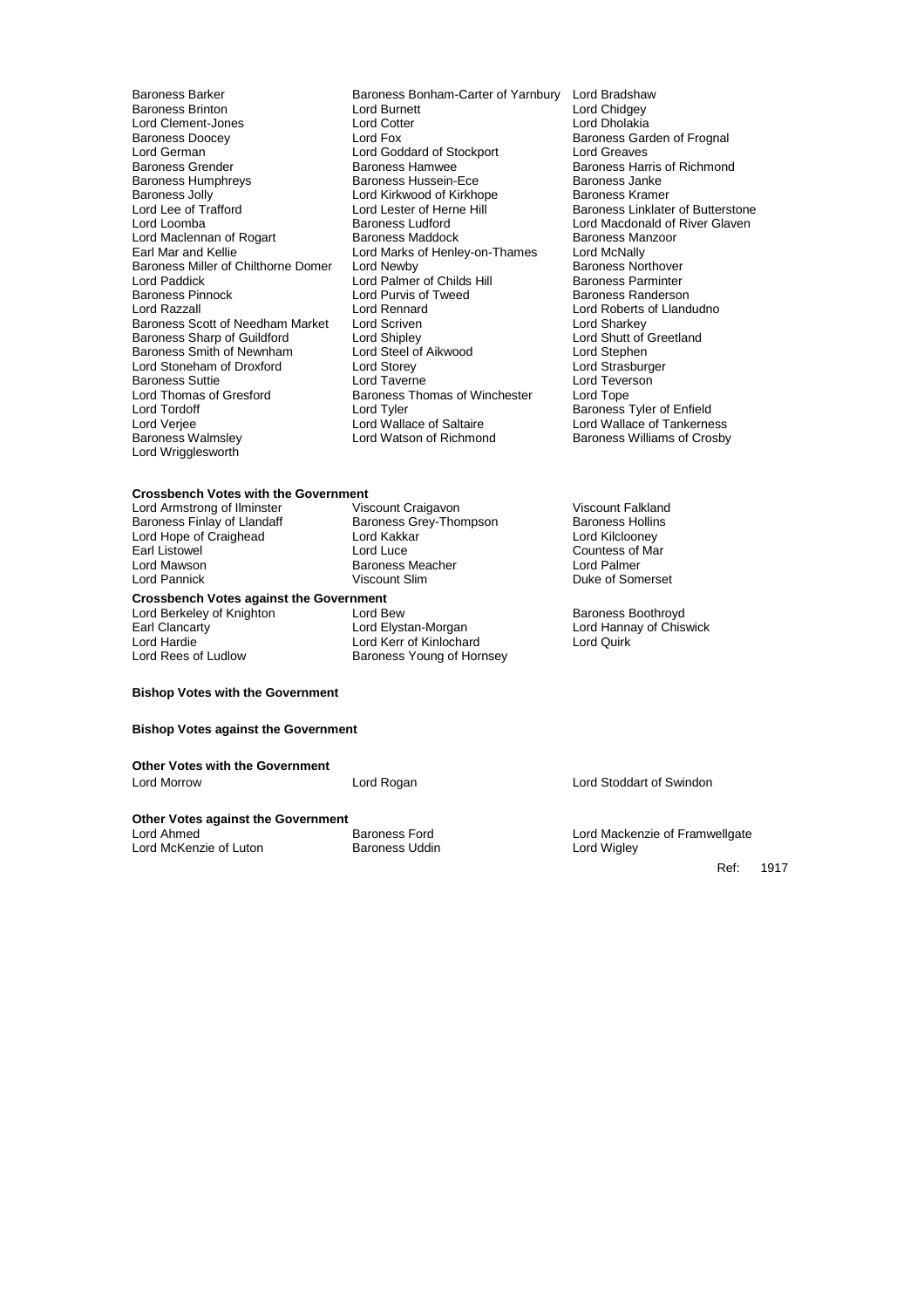Baroness Barker | Baroness Bonham-Carter of Yarnbury | Lord Bradshaw
Baroness Brinton | Lord Burnett | Lord Chidgey
Lord Clement-Jones | Lord Cotter | Lord Dholakia
Baroness Doocey | Lord Fox | Baroness Garden of Frognal
Lord German | Lord Goddard of Stockport | Lord Greaves
Baroness Grender | Baroness Hamwee | Baroness Harris of Richmond
Baroness Humphreys | Baroness Hussein-Ece | Baroness Janke
Baroness Jolly | Lord Kirkwood of Kirkhope | Baroness Kramer
Lord Lee of Trafford | Lord Lester of Herne Hill | Baroness Linklater of Butterstone
Lord Loomba | Baroness Ludford | Lord Macdonald of River Glaven
Lord Maclennan of Rogart | Baroness Maddock | Baroness Manzoor
Earl Mar and Kellie | Lord Marks of Henley-on-Thames | Lord McNally
Baroness Miller of Chilthorne Domer | Lord Newby | Baroness Northover
Lord Paddick | Lord Palmer of Childs Hill | Baroness Parminter
Baroness Pinnock | Lord Purvis of Tweed | Baroness Randerson
Lord Razzall | Lord Rennard | Lord Roberts of Llandudno
Baroness Scott of Needham Market | Lord Scriven | Lord Sharkey
Baroness Sharp of Guildford | Lord Shipley | Lord Shutt of Greetland
Baroness Smith of Newnham | Lord Steel of Aikwood | Lord Stephen
Lord Stoneham of Droxford | Lord Storey | Lord Strasburger
Baroness Suttie | Lord Taverne | Lord Teverson
Lord Thomas of Gresford | Baroness Thomas of Winchester | Lord Tope
Lord Tordoff | Lord Tyler | Baroness Tyler of Enfield
Lord Verjee | Lord Wallace of Saltaire | Lord Wallace of Tankerness
Baroness Walmsley | Lord Watson of Richmond | Baroness Williams of Crosby
Lord Wrigglesworth

**Crossbench Votes with the Government**

Lord Armstrong of Ilminster | Viscount Craigavon | Viscount Falkland
Baroness Finlay of Llandaff | Baroness Grey-Thompson | Baroness Hollins
Lord Hope of Craighead | Lord Kakkar | Lord Kilclooney
Earl Listowel | Lord Luce | Countess of Mar
Lord Mawson | Baroness Meacher | Lord Palmer
Lord Pannick | Viscount Slim | Duke of Somerset

**Crossbench Votes against the Government**

Lord Berkeley of Knighton | Lord Bew | Baroness Boothroyd
Earl Clancarty | Lord Elystan-Morgan | Lord Hannay of Chiswick
Lord Hardie | Lord Kerr of Kinlochard | Lord Quirk
Lord Rees of Ludlow | Baroness Young of Hornsey

**Bishop Votes with the Government**

**Bishop Votes against the Government**

**Other Votes with the Government**

Lord Morrow | Lord Rogan | Lord Stoddart of Swindon

**Other Votes against the Government**

Lord Ahmed | Baroness Ford | Lord Mackenzie of Framwellgate
Lord McKenzie of Luton | Baroness Uddin | Lord Wigley

Ref: 1917